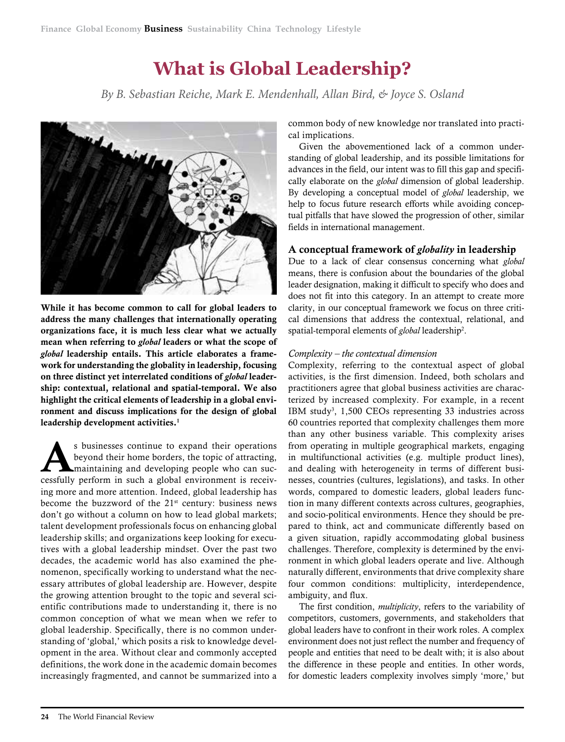# What is Global Leadership?

*By B. Sebastian Reiche, Mark E. Mendenhall, Allan Bird, & Joyce S. Osland*

**While it has become common to call for global leaders to address the many challenges that internationally operating organizations face, it is much less clear what we actually mean when referring to *global* leaders or what the scope of *global* leadership entails. This article elaborates a framework for understanding the globality in leadership, focusing on three distinct yet interrelated conditions of *global* leadership: contextual, relational and spatial-temporal. We also highlight the critical elements of leadership in a global environment and discuss implications for the design of global leadership development activities.[1]**

As businesses continue to expand their operations beyond their home borders, the topic of attracting, maintaining and developing people who can successfully perform in such a global environment is receiving more and more attention. Indeed, global leadership has become the buzzword of the 21st century: business news don't go without a column on how to lead global markets; talent development professionals focus on enhancing global leadership skills; and organizations keep looking for executives with a global leadership mindset. Over the past two decades, the academic world has also examined the phenomenon, specifically working to understand what the necessary attributes of global leadership are. However, despite the growing attention brought to the topic and several scientific contributions made to understanding it, there is no common conception of what we mean when we refer to global leadership. Specifically, there is no common understanding of 'global,' which posits a risk to knowledge development in the area. Without clear and commonly accepted definitions, the work done in the academic domain becomes increasingly fragmented, and cannot be summarized into a common body of new knowledge nor translated into practical implications.

Given the abovementioned lack of a common understanding of global leadership, and its possible limitations for advances in the field, our intent was to fill this gap and specifically elaborate on the *global* dimension of global leadership. By developing a conceptual model of *global* leadership, we help to focus future research efforts while avoiding conceptual pitfalls that have slowed the progression of other, similar fields in international management.

## A conceptual framework of *globality* in leadership

Due to a lack of clear consensus concerning what *global* means, there is confusion about the boundaries of the global leader designation, making it difficult to specify who does and does not fit into this category. In an attempt to create more clarity, in our conceptual framework we focus on three critical dimensions that address the contextual, relational, and spatial-temporal elements of *global* leadership[2].

### *Complexity – the contextual dimension*

Complexity, referring to the contextual aspect of global activities, is the first dimension. Indeed, both scholars and practitioners agree that global business activities are characterized by increased complexity. For example, in a recent IBM study[3], 1,500 CEOs representing 33 industries across 60 countries reported that complexity challenges them more than any other business variable. This complexity arises from operating in multiple geographical markets, engaging in multifunctional activities (e.g. multiple product lines), and dealing with heterogeneity in terms of different businesses, countries (cultures, legislations), and tasks. In other words, compared to domestic leaders, global leaders function in many different contexts across cultures, geographies, and socio-political environments. Hence they should be prepared to think, act and communicate differently based on a given situation, rapidly accommodating global business challenges. Therefore, complexity is determined by the environment in which global leaders operate and live. Although naturally different, environments that drive complexity share four common conditions: multiplicity, interdependence, ambiguity, and flux.

The first condition, *multiplicity*, refers to the variability of competitors, customers, governments, and stakeholders that global leaders have to confront in their work roles. A complex environment does not just reflect the number and frequency of people and entities that need to be dealt with; it is also about the difference in these people and entities. In other words, for domestic leaders complexity involves simply 'more,' but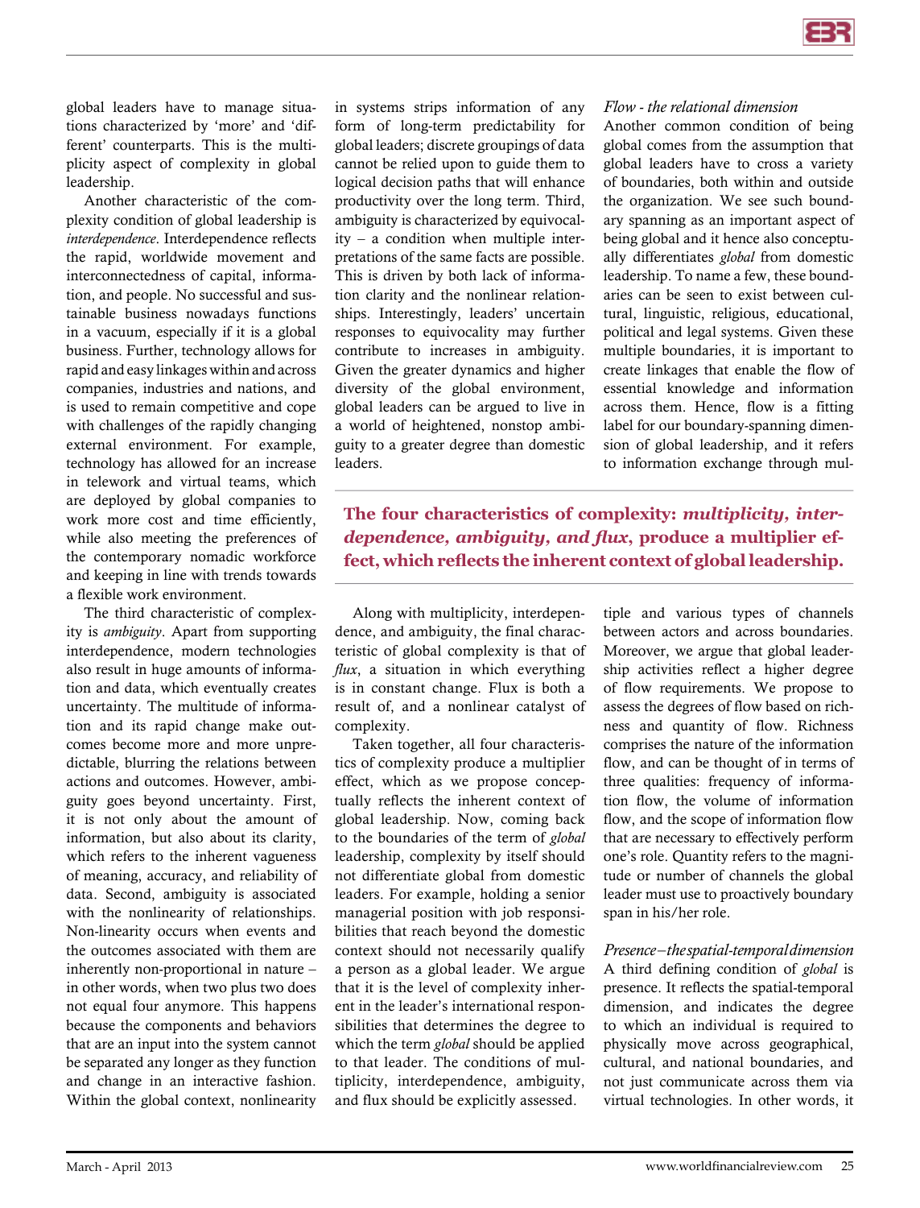global leaders have to manage situations characterized by 'more' and 'different' counterparts. This is the multiplicity aspect of complexity in global leadership.

Another characteristic of the complexity condition of global leadership is *interdependence*. Interdependence reflects the rapid, worldwide movement and interconnectedness of capital, information, and people. No successful and sustainable business nowadays functions in a vacuum, especially if it is a global business. Further, technology allows for rapid and easy linkages within and across companies, industries and nations, and is used to remain competitive and cope with challenges of the rapidly changing external environment. For example, technology has allowed for an increase in telework and virtual teams, which are deployed by global companies to work more cost and time efficiently, while also meeting the preferences of the contemporary nomadic workforce and keeping in line with trends towards a flexible work environment.

The third characteristic of complexity is *ambiguity*. Apart from supporting interdependence, modern technologies also result in huge amounts of information and data, which eventually creates uncertainty. The multitude of information and its rapid change make outcomes become more and more unpredictable, blurring the relations between actions and outcomes. However, ambiguity goes beyond uncertainty. First, it is not only about the amount of information, but also about its clarity, which refers to the inherent vagueness of meaning, accuracy, and reliability of data. Second, ambiguity is associated with the nonlinearity of relationships. Non-linearity occurs when events and the outcomes associated with them are inherently non-proportional in nature – in other words, when two plus two does not equal four anymore. This happens because the components and behaviors that are an input into the system cannot be separated any longer as they function and change in an interactive fashion. Within the global context, nonlinearity in systems strips information of any form of long-term predictability for global leaders; discrete groupings of data cannot be relied upon to guide them to logical decision paths that will enhance productivity over the long term. Third, ambiguity is characterized by equivocality – a condition when multiple interpretations of the same facts are possible. This is driven by both lack of information clarity and the nonlinear relationships. Interestingly, leaders' uncertain responses to equivocality may further contribute to increases in ambiguity. Given the greater dynamics and higher diversity of the global environment, global leaders can be argued to live in a world of heightened, nonstop ambiguity to a greater degree than domestic leaders.

**The four characteristics of complexity: *multiplicity, interdependence, ambiguity, and flux*, produce a multiplier effect, which reflects the inherent context of global leadership.**

Along with multiplicity, interdependence, and ambiguity, the final characteristic of global complexity is that of *flux*, a situation in which everything is in constant change. Flux is both a result of, and a nonlinear catalyst of complexity.

Taken together, all four characteristics of complexity produce a multiplier effect, which as we propose conceptually reflects the inherent context of global leadership. Now, coming back to the boundaries of the term of *global* leadership, complexity by itself should not differentiate global from domestic leaders. For example, holding a senior managerial position with job responsibilities that reach beyond the domestic context should not necessarily qualify a person as a global leader. We argue that it is the level of complexity inherent in the leader's international responsibilities that determines the degree to which the term *global* should be applied to that leader. The conditions of multiplicity, interdependence, ambiguity, and flux should be explicitly assessed.

### *Flow - the relational dimension*

Another common condition of being global comes from the assumption that global leaders have to cross a variety of boundaries, both within and outside the organization. We see such boundary spanning as an important aspect of being global and it hence also conceptually differentiates *global* from domestic leadership. To name a few, these boundaries can be seen to exist between cultural, linguistic, religious, educational, political and legal systems. Given these multiple boundaries, it is important to create linkages that enable the flow of essential knowledge and information across them. Hence, flow is a fitting label for our boundary-spanning dimension of global leadership, and it refers to information exchange through multiple and various types of channels between actors and across boundaries. Moreover, we argue that global leadership activities reflect a higher degree of flow requirements. We propose to assess the degrees of flow based on richness and quantity of flow. Richness comprises the nature of the information flow, and can be thought of in terms of three qualities: frequency of information flow, the volume of information flow, and the scope of information flow that are necessary to effectively perform one's role. Quantity refers to the magnitude or number of channels the global leader must use to proactively boundary span in his/her role.

### *Presence – the spatial-temporal dimension*

A third defining condition of *global* is presence. It reflects the spatial-temporal dimension, and indicates the degree to which an individual is required to physically move across geographical, cultural, and national boundaries, and not just communicate across them via virtual technologies. In other words, it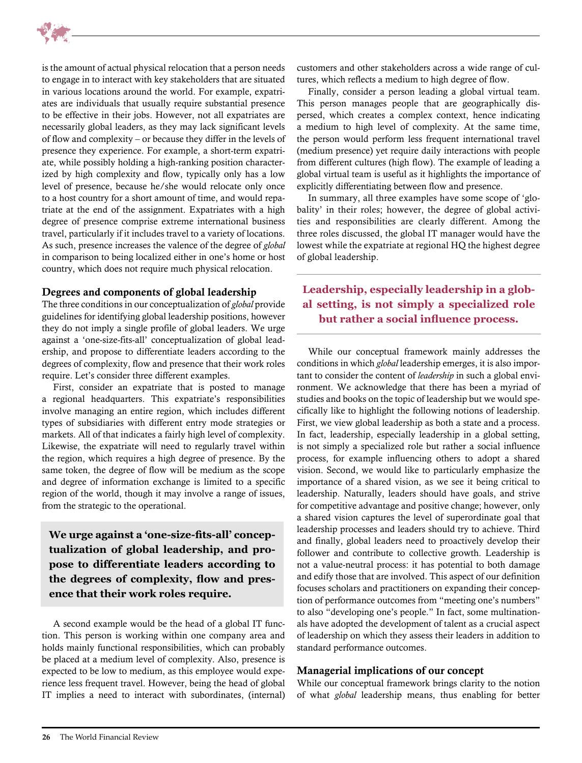is the amount of actual physical relocation that a person needs to engage in to interact with key stakeholders that are situated in various locations around the world. For example, expatriates are individuals that usually require substantial presence to be effective in their jobs. However, not all expatriates are necessarily global leaders, as they may lack significant levels of flow and complexity – or because they differ in the levels of presence they experience. For example, a short-term expatriate, while possibly holding a high-ranking position characterized by high complexity and flow, typically only has a low level of presence, because he/she would relocate only once to a host country for a short amount of time, and would repatriate at the end of the assignment. Expatriates with a high degree of presence comprise extreme international business travel, particularly if it includes travel to a variety of locations. As such, presence increases the valence of the degree of *global* in comparison to being localized either in one's home or host country, which does not require much physical relocation.

### Degrees and components of global leadership

The three conditions in our conceptualization of *global* provide guidelines for identifying global leadership positions, however they do not imply a single profile of global leaders. We urge against a 'one-size-fits-all' conceptualization of global leadership, and propose to differentiate leaders according to the degrees of complexity, flow and presence that their work roles require. Let's consider three different examples.

First, consider an expatriate that is posted to manage a regional headquarters. This expatriate's responsibilities involve managing an entire region, which includes different types of subsidiaries with different entry mode strategies or markets. All of that indicates a fairly high level of complexity. Likewise, the expatriate will need to regularly travel within the region, which requires a high degree of presence. By the same token, the degree of flow will be medium as the scope and degree of information exchange is limited to a specific region of the world, though it may involve a range of issues, from the strategic to the operational.

**We urge against a 'one-size-fits-all' conceptualization of global leadership, and propose to differentiate leaders according to the degrees of complexity, flow and presence that their work roles require.**

A second example would be the head of a global IT function. This person is working within one company area and holds mainly functional responsibilities, which can probably be placed at a medium level of complexity. Also, presence is expected to be low to medium, as this employee would experience less frequent travel. However, being the head of global IT implies a need to interact with subordinates, (internal) customers and other stakeholders across a wide range of cultures, which reflects a medium to high degree of flow.

Finally, consider a person leading a global virtual team. This person manages people that are geographically dispersed, which creates a complex context, hence indicating a medium to high level of complexity. At the same time, the person would perform less frequent international travel (medium presence) yet require daily interactions with people from different cultures (high flow). The example of leading a global virtual team is useful as it highlights the importance of explicitly differentiating between flow and presence.

In summary, all three examples have some scope of 'globality' in their roles; however, the degree of global activities and responsibilities are clearly different. Among the three roles discussed, the global IT manager would have the lowest while the expatriate at regional HQ the highest degree of global leadership.

**Leadership, especially leadership in a global setting, is not simply a specialized role but rather a social influence process.**

While our conceptual framework mainly addresses the conditions in which *global* leadership emerges, it is also important to consider the content of *leadership* in such a global environment. We acknowledge that there has been a myriad of studies and books on the topic of leadership but we would specifically like to highlight the following notions of leadership. First, we view global leadership as both a state and a process. In fact, leadership, especially leadership in a global setting, is not simply a specialized role but rather a social influence process, for example influencing others to adopt a shared vision. Second, we would like to particularly emphasize the importance of a shared vision, as we see it being critical to leadership. Naturally, leaders should have goals, and strive for competitive advantage and positive change; however, only a shared vision captures the level of superordinate goal that leadership processes and leaders should try to achieve. Third and finally, global leaders need to proactively develop their follower and contribute to collective growth. Leadership is not a value-neutral process: it has potential to both damage and edify those that are involved. This aspect of our definition focuses scholars and practitioners on expanding their conception of performance outcomes from "meeting one's numbers" to also "developing one's people." In fact, some multinationals have adopted the development of talent as a crucial aspect of leadership on which they assess their leaders in addition to standard performance outcomes.

### Managerial implications of our concept

While our conceptual framework brings clarity to the notion of what *global* leadership means, thus enabling for better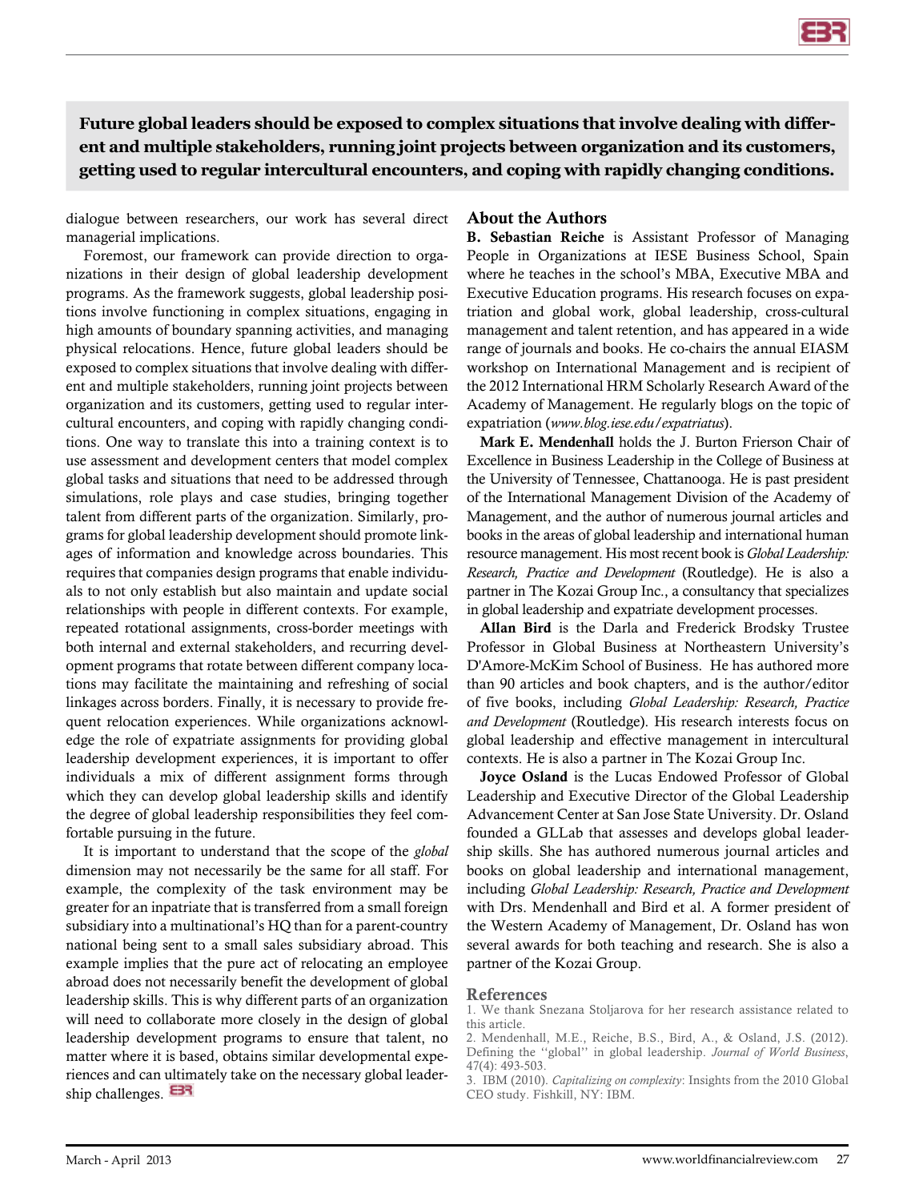**Future global leaders should be exposed to complex situations that involve dealing with different and multiple stakeholders, running joint projects between organization and its customers, getting used to regular intercultural encounters, and coping with rapidly changing conditions.**

dialogue between researchers, our work has several direct managerial implications.

Foremost, our framework can provide direction to organizations in their design of global leadership development programs. As the framework suggests, global leadership positions involve functioning in complex situations, engaging in high amounts of boundary spanning activities, and managing physical relocations. Hence, future global leaders should be exposed to complex situations that involve dealing with different and multiple stakeholders, running joint projects between organization and its customers, getting used to regular intercultural encounters, and coping with rapidly changing conditions. One way to translate this into a training context is to use assessment and development centers that model complex global tasks and situations that need to be addressed through simulations, role plays and case studies, bringing together talent from different parts of the organization. Similarly, programs for global leadership development should promote linkages of information and knowledge across boundaries. This requires that companies design programs that enable individuals to not only establish but also maintain and update social relationships with people in different contexts. For example, repeated rotational assignments, cross-border meetings with both internal and external stakeholders, and recurring development programs that rotate between different company locations may facilitate the maintaining and refreshing of social linkages across borders. Finally, it is necessary to provide frequent relocation experiences. While organizations acknowledge the role of expatriate assignments for providing global leadership development experiences, it is important to offer individuals a mix of different assignment forms through which they can develop global leadership skills and identify the degree of global leadership responsibilities they feel comfortable pursuing in the future.

It is important to understand that the scope of the *global* dimension may not necessarily be the same for all staff. For example, the complexity of the task environment may be greater for an inpatriate that is transferred from a small foreign subsidiary into a multinational's HQ than for a parent-country national being sent to a small sales subsidiary abroad. This example implies that the pure act of relocating an employee abroad does not necessarily benefit the development of global leadership skills. This is why different parts of an organization will need to collaborate more closely in the design of global leadership development programs to ensure that talent, no matter where it is based, obtains similar developmental experiences and can ultimately take on the necessary global leadership challenges.

## About the Authors

**B. Sebastian Reiche** is Assistant Professor of Managing People in Organizations at IESE Business School, Spain where he teaches in the school's MBA, Executive MBA and Executive Education programs. His research focuses on expatriation and global work, global leadership, cross-cultural management and talent retention, and has appeared in a wide range of journals and books. He co-chairs the annual EIASM workshop on International Management and is recipient of the 2012 International HRM Scholarly Research Award of the Academy of Management. He regularly blogs on the topic of expatriation (*www.blog.iese.edu/expatriatus*).

**Mark E. Mendenhall** holds the J. Burton Frierson Chair of Excellence in Business Leadership in the College of Business at the University of Tennessee, Chattanooga. He is past president of the International Management Division of the Academy of Management, and the author of numerous journal articles and books in the areas of global leadership and international human resource management. His most recent book is *Global Leadership: Research, Practice and Development* (Routledge). He is also a partner in The Kozai Group Inc., a consultancy that specializes in global leadership and expatriate development processes.

**Allan Bird** is the Darla and Frederick Brodsky Trustee Professor in Global Business at Northeastern University's D'Amore-McKim School of Business. He has authored more than 90 articles and book chapters, and is the author/editor of five books, including *Global Leadership: Research, Practice and Development* (Routledge). His research interests focus on global leadership and effective management in intercultural contexts. He is also a partner in The Kozai Group Inc.

**Joyce Osland** is the Lucas Endowed Professor of Global Leadership and Executive Director of the Global Leadership Advancement Center at San Jose State University. Dr. Osland founded a GLLab that assesses and develops global leadership skills. She has authored numerous journal articles and books on global leadership and international management, including *Global Leadership: Research, Practice and Development* with Drs. Mendenhall and Bird et al. A former president of the Western Academy of Management, Dr. Osland has won several awards for both teaching and research. She is also a partner of the Kozai Group.

## References

1. We thank Snezana Stoljarova for her research assistance related to this article.
2. Mendenhall, M.E., Reiche, B.S., Bird, A., & Osland, J.S. (2012). Defining the "global" in global leadership. *Journal of World Business*, 47(4): 493-503.
3. IBM (2010). *Capitalizing on complexity*: Insights from the 2010 Global CEO study. Fishkill, NY: IBM.